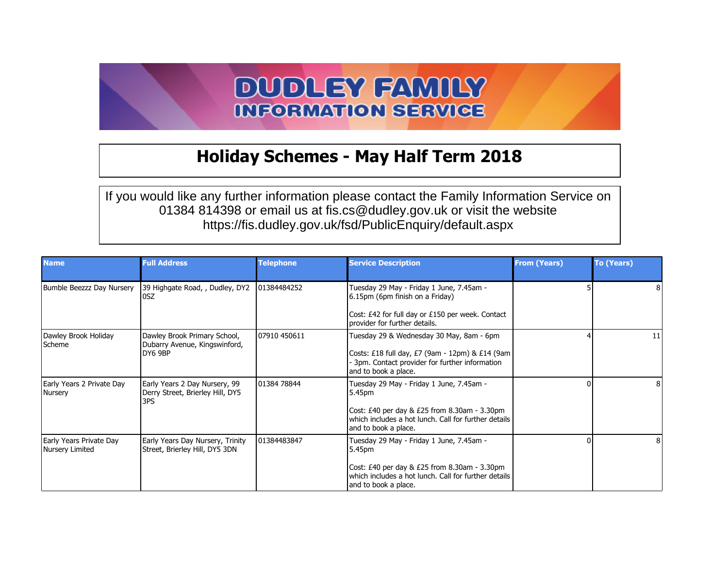# DUDLEY FAMILY INFORMATION SERVICE

## Holiday Schemes - May Half Term 2018

If you would like any further information please contact the Family Information Service on 01384 814398 or email us at fis.cs@dudley.gov.uk or visit the website https://fis.dudley.gov.uk/fsd/PublicEnquiry/default.aspx

| Name | Full Address | Telephone | Service Description | From (Years) | To (Years) |
|---|---|---|---|---|---|
| Bumble Beezzz Day Nursery | 39 Highgate Road, , Dudley, DY2 0SZ | 01384484252 | Tuesday 29 May - Friday 1 June, 7.45am - 6.15pm (6pm finish on a Friday)<br><br>Cost: £42 for full day or £150 per week. Contact provider for further details. | 5 | 8 |
| Dawley Brook Holiday Scheme | Dawley Brook Primary School, Dubarry Avenue, Kingswinford, DY6 9BP | 07910 450611 | Tuesday 29 & Wednesday 30 May, 8am - 6pm<br><br>Costs: £18 full day, £7 (9am - 12pm) & £14 (9am - 3pm. Contact provider for further information and to book a place. | 4 | 11 |
| Early Years 2 Private Day Nursery | Early Years 2 Day Nursery, 99 Derry Street, Brierley Hill, DY5 3PS | 01384 78844 | Tuesday 29 May - Friday 1 June, 7.45am - 5.45pm<br><br>Cost: £40 per day & £25 from 8.30am - 3.30pm which includes a hot lunch. Call for further details and to book a place. | 0 | 8 |
| Early Years Private Day Nursery Limited | Early Years Day Nursery, Trinity Street, Brierley Hill, DY5 3DN | 01384483847 | Tuesday 29 May - Friday 1 June, 7.45am - 5.45pm<br><br>Cost: £40 per day & £25 from 8.30am - 3.30pm which includes a hot lunch. Call for further details and to book a place. | 0 | 8 |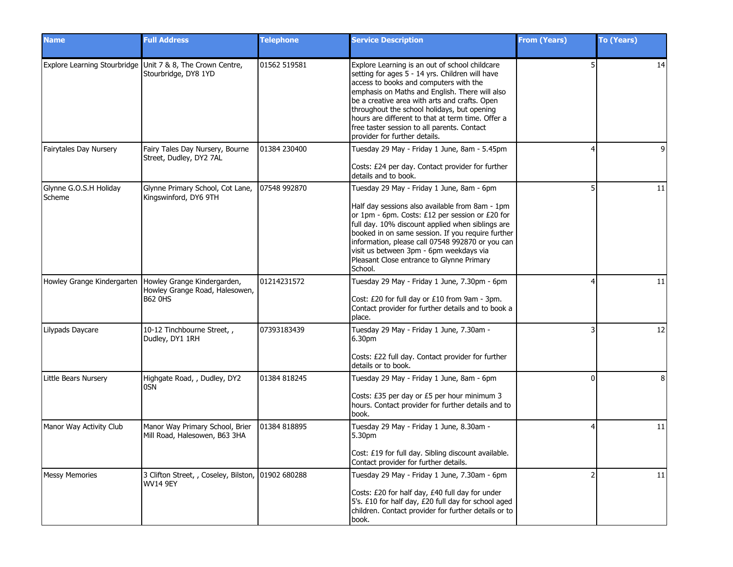| Name | Full Address | Telephone | Service Description | From (Years) | To (Years) |
|---|---|---|---|---|---|
| Explore Learning Stourbridge | Unit 7 & 8, The Crown Centre, Stourbridge, DY8 1YD | 01562 519581 | Explore Learning is an out of school childcare setting for ages 5 - 14 yrs. Children will have access to books and computers with the emphasis on Maths and English. There will also be a creative area with arts and crafts. Open throughout the school holidays, but opening hours are different to that at term time. Offer a free taster session to all parents. Contact provider for further details. | 5 | 14 |
| Fairytales Day Nursery | Fairy Tales Day Nursery, Bourne Street, Dudley, DY2 7AL | 01384 230400 | Tuesday 29 May - Friday 1 June, 8am - 5.45pm<br><br>Costs: £24 per day. Contact provider for further details and to book. | 4 | 9 |
| Glynne G.O.S.H Holiday Scheme | Glynne Primary School, Cot Lane, Kingswinford, DY6 9TH | 07548 992870 | Tuesday 29 May - Friday 1 June, 8am - 6pm<br><br>Half day sessions also available from 8am - 1pm or 1pm - 6pm. Costs: £12 per session or £20 for full day. 10% discount applied when siblings are booked in on same session. If you require further information, please call 07548 992870 or you can visit us between 3pm - 6pm weekdays via Pleasant Close entrance to Glynne Primary School. | 5 | 11 |
| Howley Grange Kindergarten | Howley Grange Kindergarden, Howley Grange Road, Halesowen, B62 0HS | 01214231572 | Tuesday 29 May - Friday 1 June, 7.30pm - 6pm<br><br>Cost: £20 for full day or £10 from 9am - 3pm. Contact provider for further details and to book a place. | 4 | 11 |
| Lilypads Daycare | 10-12 Tinchbourne Street, , Dudley, DY1 1RH | 07393183439 | Tuesday 29 May - Friday 1 June, 7.30am - 6.30pm<br><br>Costs: £22 full day. Contact provider for further details or to book. | 3 | 12 |
| Little Bears Nursery | Highgate Road, , Dudley, DY2 0SN | 01384 818245 | Tuesday 29 May - Friday 1 June, 8am - 6pm<br><br>Costs: £35 per day or £5 per hour minimum 3 hours. Contact provider for further details and to book. | 0 | 8 |
| Manor Way Activity Club | Manor Way Primary School, Brier Mill Road, Halesowen, B63 3HA | 01384 818895 | Tuesday 29 May - Friday 1 June, 8.30am - 5.30pm<br><br>Cost: £19 for full day. Sibling discount available. Contact provider for further details. | 4 | 11 |
| Messy Memories | 3 Clifton Street, , Coseley, Bilston, WV14 9EY | 01902 680288 | Tuesday 29 May - Friday 1 June, 7.30am - 6pm<br><br>Costs: £20 for half day, £40 full day for under 5's. £10 for half day, £20 full day for school aged children. Contact provider for further details or to book. | 2 | 11 |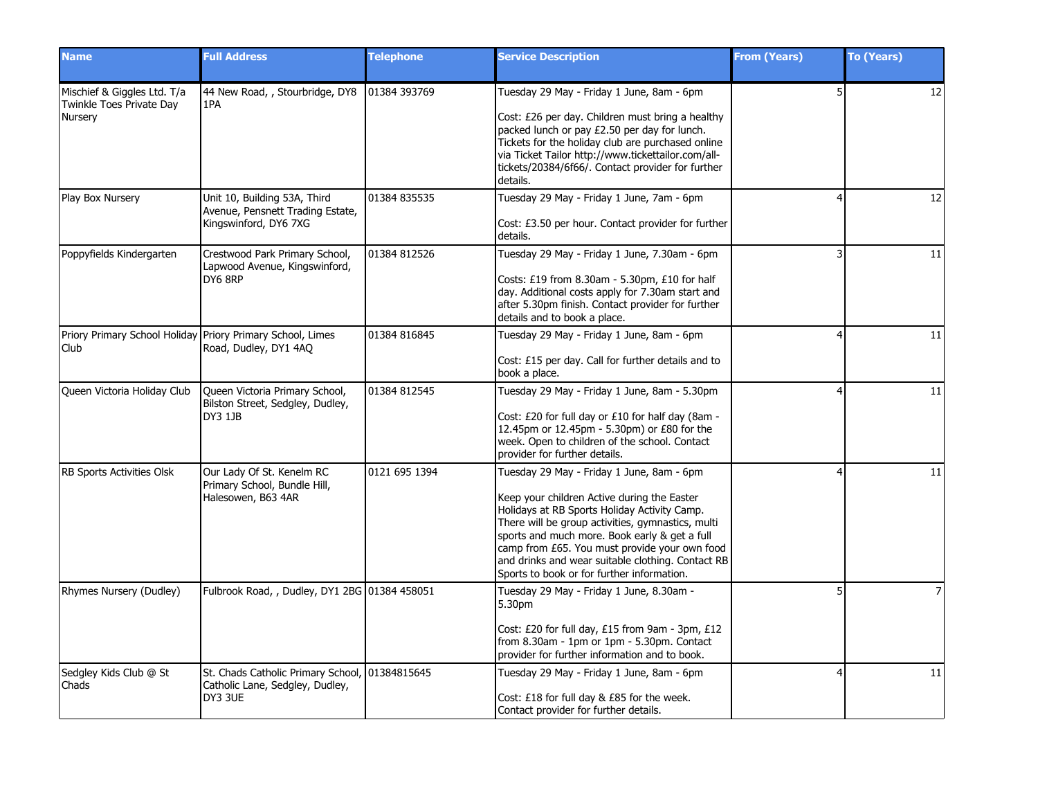| Name | Full Address | Telephone | Service Description | From (Years) | To (Years) |
|---|---|---|---|---|---|
| Mischief & Giggles Ltd. T/a Twinkle Toes Private Day Nursery | 44 New Road, , Stourbridge, DY8 1PA | 01384 393769 | Tuesday 29 May - Friday 1 June, 8am - 6pm<br><br>Cost: £26 per day. Children must bring a healthy packed lunch or pay £2.50 per day for lunch. Tickets for the holiday club are purchased online via Ticket Tailor http://www.tickettailor.com/all-tickets/20384/6f66/. Contact provider for further details. | 5 | 12 |
| Play Box Nursery | Unit 10, Building 53A, Third Avenue, Pensnett Trading Estate, Kingswinford, DY6 7XG | 01384 835535 | Tuesday 29 May - Friday 1 June, 7am - 6pm<br><br>Cost: £3.50 per hour. Contact provider for further details. | 4 | 12 |
| Poppyfields Kindergarten | Crestwood Park Primary School, Lapwood Avenue, Kingswinford, DY6 8RP | 01384 812526 | Tuesday 29 May - Friday 1 June, 7.30am - 6pm<br><br>Costs: £19 from 8.30am - 5.30pm, £10 for half day. Additional costs apply for 7.30am start and after 5.30pm finish. Contact provider for further details and to book a place. | 3 | 11 |
| Priory Primary School Holiday Club | Priory Primary School, Limes Road, Dudley, DY1 4AQ | 01384 816845 | Tuesday 29 May - Friday 1 June, 8am - 6pm<br><br>Cost: £15 per day. Call for further details and to book a place. | 4 | 11 |
| Queen Victoria Holiday Club | Queen Victoria Primary School, Bilston Street, Sedgley, Dudley, DY3 1JB | 01384 812545 | Tuesday 29 May - Friday 1 June, 8am - 5.30pm<br><br>Cost: £20 for full day or £10 for half day (8am - 12.45pm or 12.45pm - 5.30pm) or £80 for the week. Open to children of the school. Contact provider for further details. | 4 | 11 |
| RB Sports Activities Olsk | Our Lady Of St. Kenelm RC Primary School, Bundle Hill, Halesowen, B63 4AR | 0121 695 1394 | Tuesday 29 May - Friday 1 June, 8am - 6pm<br><br>Keep your children Active during the Easter Holidays at RB Sports Holiday Activity Camp. There will be group activities, gymnastics, multi sports and much more. Book early & get a full camp from £65. You must provide your own food and drinks and wear suitable clothing. Contact RB Sports to book or for further information. | 4 | 11 |
| Rhymes Nursery (Dudley) | Fulbrook Road, , Dudley, DY1 2BG | 01384 458051 | Tuesday 29 May - Friday 1 June, 8.30am - 5.30pm<br><br>Cost: £20 for full day, £15 from 9am - 3pm, £12 from 8.30am - 1pm or 1pm - 5.30pm. Contact provider for further information and to book. | 5 | 7 |
| Sedgley Kids Club @ St Chads | St. Chads Catholic Primary School, Catholic Lane, Sedgley, Dudley, DY3 3UE | 01384815645 | Tuesday 29 May - Friday 1 June, 8am - 6pm<br><br>Cost: £18 for full day & £85 for the week. Contact provider for further details. | 4 | 11 |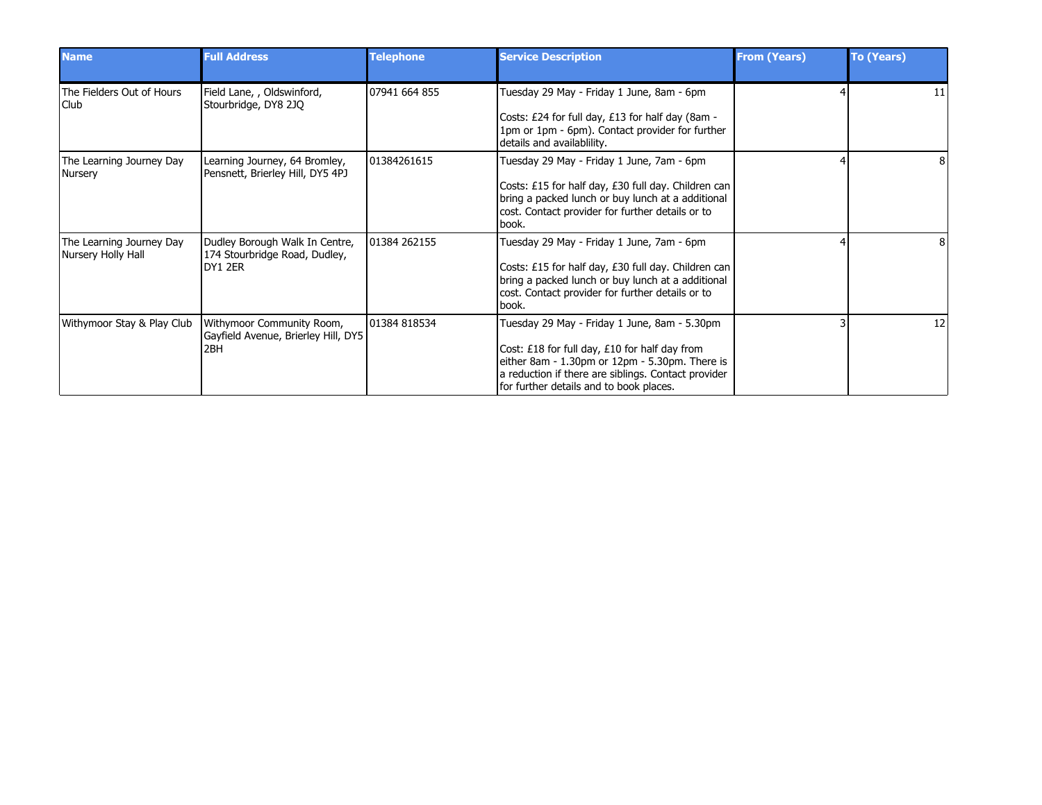| Name | Full Address | Telephone | Service Description | From (Years) | To (Years) |
| --- | --- | --- | --- | --- | --- |
| The Fielders Out of Hours Club | Field Lane, , Oldswinford, Stourbridge, DY8 2JQ | 07941 664 855 | Tuesday 29 May - Friday 1 June, 8am - 6pm<br><br>Costs: £24 for full day, £13 for half day (8am - 1pm or 1pm - 6pm). Contact provider for further details and availablility. | 4 | 11 |
| The Learning Journey Day Nursery | Learning Journey, 64 Bromley, Pensnett, Brierley Hill, DY5 4PJ | 01384261615 | Tuesday 29 May - Friday 1 June, 7am - 6pm<br><br>Costs: £15 for half day, £30 full day. Children can bring a packed lunch or buy lunch at a additional cost. Contact provider for further details or to book. | 4 | 8 |
| The Learning Journey Day Nursery Holly Hall | Dudley Borough Walk In Centre, 174 Stourbridge Road, Dudley, DY1 2ER | 01384 262155 | Tuesday 29 May - Friday 1 June, 7am - 6pm<br><br>Costs: £15 for half day, £30 full day. Children can bring a packed lunch or buy lunch at a additional cost. Contact provider for further details or to book. | 4 | 8 |
| Withymoor Stay & Play Club | Withymoor Community Room, Gayfield Avenue, Brierley Hill, DY5 2BH | 01384 818534 | Tuesday 29 May - Friday 1 June, 8am - 5.30pm<br><br>Cost: £18 for full day, £10 for half day from either 8am - 1.30pm or 12pm - 5.30pm. There is a reduction if there are siblings. Contact provider for further details and to book places. | 3 | 12 |